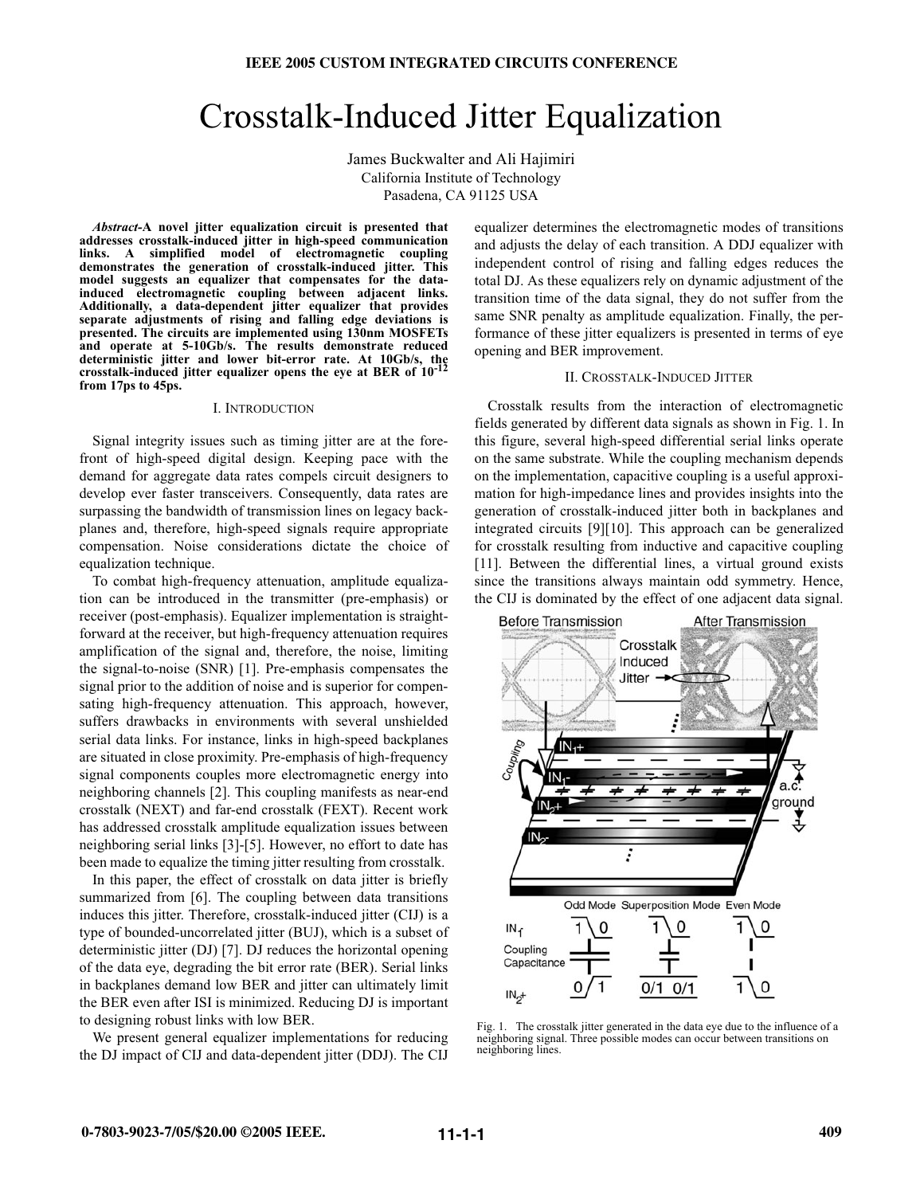# Crosstalk-Induced Jitter Equalization

James Buckwalter and Ali Hajimiri
California Institute of Technology
Pasadena, CA 91125 USA

***Abstract*-A novel jitter equalization circuit is presented that addresses crosstalk-induced jitter in high-speed communication links. A simplified model of electromagnetic coupling demonstrates the generation of crosstalk-induced jitter. This model suggests an equalizer that compensates for the data-induced electromagnetic coupling between adjacent links. Additionally, a data-dependent jitter equalizer that provides separate adjustments of rising and falling edge deviations is presented. The circuits are implemented using 130nm MOSFETs and operate at 5-10Gb/s. The results demonstrate reduced deterministic jitter and lower bit-error rate. At 10Gb/s, the crosstalk-induced jitter equalizer opens the eye at BER of $10^{-12}$ from 17ps to 45ps.**

## I. Introduction

Signal integrity issues such as timing jitter are at the forefront of high-speed digital design. Keeping pace with the demand for aggregate data rates compels circuit designers to develop ever faster transceivers. Consequently, data rates are surpassing the bandwidth of transmission lines on legacy backplanes and, therefore, high-speed signals require appropriate compensation. Noise considerations dictate the choice of equalization technique.

To combat high-frequency attenuation, amplitude equalization can be introduced in the transmitter (pre-emphasis) or receiver (post-emphasis). Equalizer implementation is straightforward at the receiver, but high-frequency attenuation requires amplification of the signal and, therefore, the noise, limiting the signal-to-noise (SNR) [1]. Pre-emphasis compensates the signal prior to the addition of noise and is superior for compensating high-frequency attenuation. This approach, however, suffers drawbacks in environments with several unshielded serial data links. For instance, links in high-speed backplanes are situated in close proximity. Pre-emphasis of high-frequency signal components couples more electromagnetic energy into neighboring channels [2]. This coupling manifests as near-end crosstalk (NEXT) and far-end crosstalk (FEXT). Recent work has addressed crosstalk amplitude equalization issues between neighboring serial links [3]-[5]. However, no effort to date has been made to equalize the timing jitter resulting from crosstalk.

In this paper, the effect of crosstalk on data jitter is briefly summarized from [6]. The coupling between data transitions induces this jitter. Therefore, crosstalk-induced jitter (CIJ) is a type of bounded-uncorrelated jitter (BUJ), which is a subset of deterministic jitter (DJ) [7]. DJ reduces the horizontal opening of the data eye, degrading the bit error rate (BER). Serial links in backplanes demand low BER and jitter can ultimately limit the BER even after ISI is minimized. Reducing DJ is important to designing robust links with low BER.

We present general equalizer implementations for reducing the DJ impact of CIJ and data-dependent jitter (DDJ). The CIJ equalizer determines the electromagnetic modes of transitions and adjusts the delay of each transition. A DDJ equalizer with independent control of rising and falling edges reduces the total DJ. As these equalizers rely on dynamic adjustment of the transition time of the data signal, they do not suffer from the same SNR penalty as amplitude equalization. Finally, the performance of these jitter equalizers is presented in terms of eye opening and BER improvement.

## II. Crosstalk-Induced Jitter

Crosstalk results from the interaction of electromagnetic fields generated by different data signals as shown in Fig. 1. In this figure, several high-speed differential serial links operate on the same substrate. While the coupling mechanism depends on the implementation, capacitive coupling is a useful approximation for high-impedance lines and provides insights into the generation of crosstalk-induced jitter both in backplanes and integrated circuits [9][10]. This approach can be generalized for crosstalk resulting from inductive and capacitive coupling [11]. Between the differential lines, a virtual ground exists since the transitions always maintain odd symmetry. Hence, the CIJ is dominated by the effect of one adjacent data signal.

Fig. 1. The crosstalk jitter generated in the data eye due to the influence of a neighboring signal. Three possible modes can occur between transitions on neighboring lines.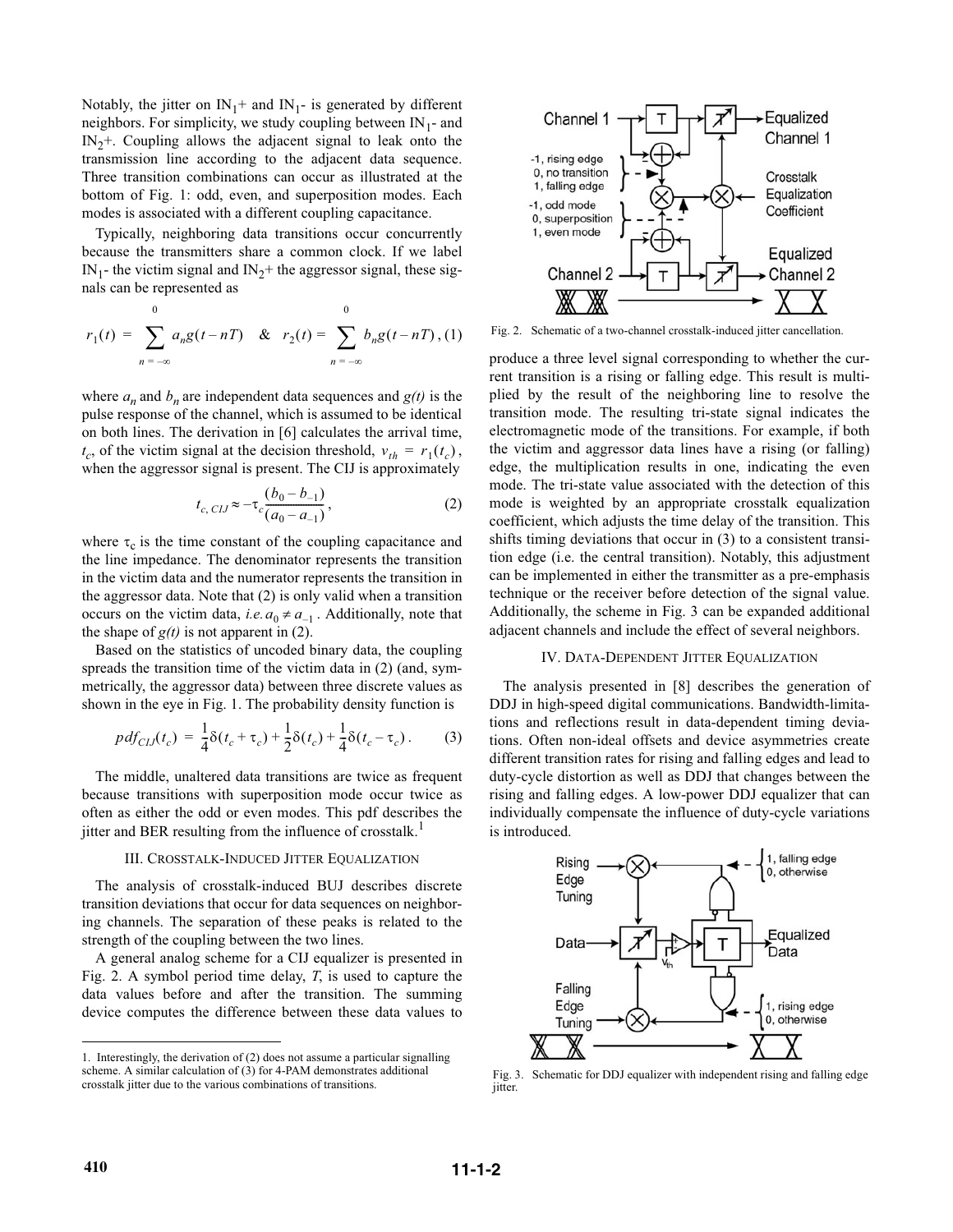Notably, the jitter on $IN_1$+ and $IN_1$- is generated by different neighbors. For simplicity, we study coupling between $IN_1$- and $IN_2$+. Coupling allows the adjacent signal to leak onto the transmission line according to the adjacent data sequence. Three transition combinations can occur as illustrated at the bottom of Fig. 1: odd, even, and superposition modes. Each modes is associated with a different coupling capacitance.

Typically, neighboring data transitions occur concurrently because the transmitters share a common clock. If we label $IN_1$- the victim signal and $IN_2$+ the aggressor signal, these signals can be represented as

$$r_1(t) = \sum_{n=-\infty}^{0} a_n g(t-nT) \quad \& \quad r_2(t) = \sum_{n=-\infty}^{0} b_n g(t-nT), \tag{1}$$

where $a_n$ and $b_n$ are independent data sequences and $g(t)$ is the pulse response of the channel, which is assumed to be identical on both lines. The derivation in [6] calculates the arrival time, $t_c$, of the victim signal at the decision threshold, $v_{th} = r_1(t_c)$, when the aggressor signal is present. The CIJ is approximately

$$t_{c,\,CIJ} \approx -\tau_c \frac{(b_0 - b_{-1})}{(a_0 - a_{-1})}, \tag{2}$$

where $\tau_c$ is the time constant of the coupling capacitance and the line impedance. The denominator represents the transition in the victim data and the numerator represents the transition in the aggressor data. Note that (2) is only valid when a transition occurs on the victim data, *i.e.* $a_0 \neq a_{-1}$. Additionally, note that the shape of $g(t)$ is not apparent in (2).

Based on the statistics of uncoded binary data, the coupling spreads the transition time of the victim data in (2) (and, symmetrically, the aggressor data) between three discrete values as shown in the eye in Fig. 1. The probability density function is

$$pdf_{CIJ}(t_c) = \frac{1}{4}\delta(t_c + \tau_c) + \frac{1}{2}\delta(t_c) + \frac{1}{4}\delta(t_c - \tau_c). \tag{3}$$

The middle, unaltered data transitions are twice as frequent because transitions with superposition mode occur twice as often as either the odd or even modes. This pdf describes the jitter and BER resulting from the influence of crosstalk.[1]

### III. Crosstalk-Induced Jitter Equalization

The analysis of crosstalk-induced BUJ describes discrete transition deviations that occur for data sequences on neighboring channels. The separation of these peaks is related to the strength of the coupling between the two lines.

A general analog scheme for a CIJ equalizer is presented in Fig. 2. A symbol period time delay, $T$, is used to capture the data values before and after the transition. The summing device computes the difference between these data values to produce a three level signal corresponding to whether the current transition is a rising or falling edge. This result is multiplied by the result of the neighboring line to resolve the transition mode. The resulting tri-state signal indicates the electromagnetic mode of the transitions. For example, if both the victim and aggressor data lines have a rising (or falling) edge, the multiplication results in one, indicating the even mode. The tri-state value associated with the detection of this mode is weighted by an appropriate crosstalk equalization coefficient, which adjusts the time delay of the transition. This shifts timing deviations that occur in (3) to a consistent transition edge (i.e. the central transition). Notably, this adjustment can be implemented in either the transmitter as a pre-emphasis technique or the receiver before detection of the signal value. Additionally, the scheme in Fig. 3 can be expanded additional adjacent channels and include the effect of several neighbors.

Fig. 2. Schematic of a two-channel crosstalk-induced jitter cancellation.

### IV. Data-Dependent Jitter Equalization

The analysis presented in [8] describes the generation of DDJ in high-speed digital communications. Bandwidth-limitations and reflections result in data-dependent timing deviations. Often non-ideal offsets and device asymmetries create different transition rates for rising and falling edges and lead to duty-cycle distortion as well as DDJ that changes between the rising and falling edges. A low-power DDJ equalizer that can individually compensate the influence of duty-cycle variations is introduced.

Fig. 3. Schematic for DDJ equalizer with independent rising and falling edge jitter.

[1] Interestingly, the derivation of (2) does not assume a particular signalling scheme. A similar calculation of (3) for 4-PAM demonstrates additional crosstalk jitter due to the various combinations of transitions.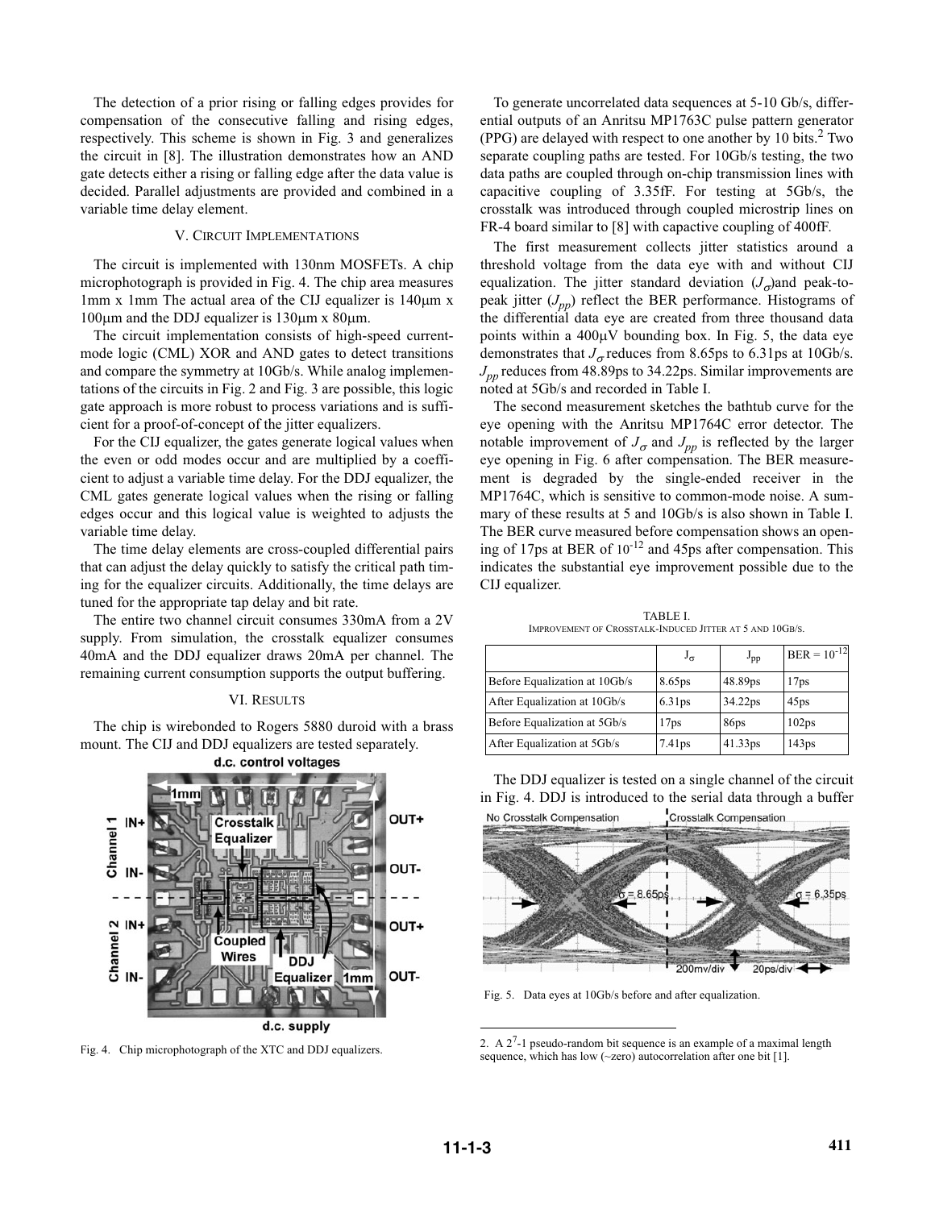The detection of a prior rising or falling edges provides for compensation of the consecutive falling and rising edges, respectively. This scheme is shown in Fig. 3 and generalizes the circuit in [8]. The illustration demonstrates how an AND gate detects either a rising or falling edge after the data value is decided. Parallel adjustments are provided and combined in a variable time delay element.

## V. Circuit Implementations

The circuit is implemented with 130nm MOSFETs. A chip microphotograph is provided in Fig. 4. The chip area measures 1mm x 1mm The actual area of the CIJ equalizer is 140μm x 100μm and the DDJ equalizer is 130μm x 80μm.

The circuit implementation consists of high-speed current-mode logic (CML) XOR and AND gates to detect transitions and compare the symmetry at 10Gb/s. While analog implementations of the circuits in Fig. 2 and Fig. 3 are possible, this logic gate approach is more robust to process variations and is sufficient for a proof-of-concept of the jitter equalizers.

For the CIJ equalizer, the gates generate logical values when the even or odd modes occur and are multiplied by a coefficient to adjust a variable time delay. For the DDJ equalizer, the CML gates generate logical values when the rising or falling edges occur and this logical value is weighted to adjusts the variable time delay.

The time delay elements are cross-coupled differential pairs that can adjust the delay quickly to satisfy the critical path timing for the equalizer circuits. Additionally, the time delays are tuned for the appropriate tap delay and bit rate.

The entire two channel circuit consumes 330mA from a 2V supply. From simulation, the crosstalk equalizer consumes 40mA and the DDJ equalizer draws 20mA per channel. The remaining current consumption supports the output buffering.

## VI. Results

The chip is wirebonded to Rogers 5880 duroid with a brass mount. The CIJ and DDJ equalizers are tested separately.

Fig. 4. Chip microphotograph of the XTC and DDJ equalizers.

To generate uncorrelated data sequences at 5-10 Gb/s, differential outputs of an Anritsu MP1763C pulse pattern generator (PPG) are delayed with respect to one another by 10 bits.[2] Two separate coupling paths are tested. For 10Gb/s testing, the two data paths are coupled through on-chip transmission lines with capacitive coupling of 3.35fF. For testing at 5Gb/s, the crosstalk was introduced through coupled microstrip lines on FR-4 board similar to [8] with capactive coupling of 400fF.

The first measurement collects jitter statistics around a threshold voltage from the data eye with and without CIJ equalization. The jitter standard deviation ($J_\sigma$)and peak-to-peak jitter ($J_{pp}$) reflect the BER performance. Histograms of the differential data eye are created from three thousand data points within a 400μV bounding box. In Fig. 5, the data eye demonstrates that $J_\sigma$ reduces from 8.65ps to 6.31ps at 10Gb/s. $J_{pp}$ reduces from 48.89ps to 34.22ps. Similar improvements are noted at 5Gb/s and recorded in Table I.

The second measurement sketches the bathtub curve for the eye opening with the Anritsu MP1764C error detector. The notable improvement of $J_\sigma$ and $J_{pp}$ is reflected by the larger eye opening in Fig. 6 after compensation. The BER measurement is degraded by the single-ended receiver in the MP1764C, which is sensitive to common-mode noise. A summary of these results at 5 and 10Gb/s is also shown in Table I. The BER curve measured before compensation shows an opening of 17ps at BER of $10^{-12}$ and 45ps after compensation. This indicates the substantial eye improvement possible due to the CIJ equalizer.

TABLE I.
Improvement of Crosstalk-Induced Jitter at 5 and 10Gb/s.

| | $J_\sigma$ | $J_{pp}$ | BER = $10^{-12}$ |
|---|---|---|---|
| Before Equalization at 10Gb/s | 8.65ps | 48.89ps | 17ps |
| After Equalization at 10Gb/s | 6.31ps | 34.22ps | 45ps |
| Before Equalization at 5Gb/s | 17ps | 86ps | 102ps |
| After Equalization at 5Gb/s | 7.41ps | 41.33ps | 143ps |

The DDJ equalizer is tested on a single channel of the circuit in Fig. 4. DDJ is introduced to the serial data through a buffer

Fig. 5. Data eyes at 10Gb/s before and after equalization.

2. A $2^7$-1 pseudo-random bit sequence is an example of a maximal length sequence, which has low (~zero) autocorrelation after one bit [1].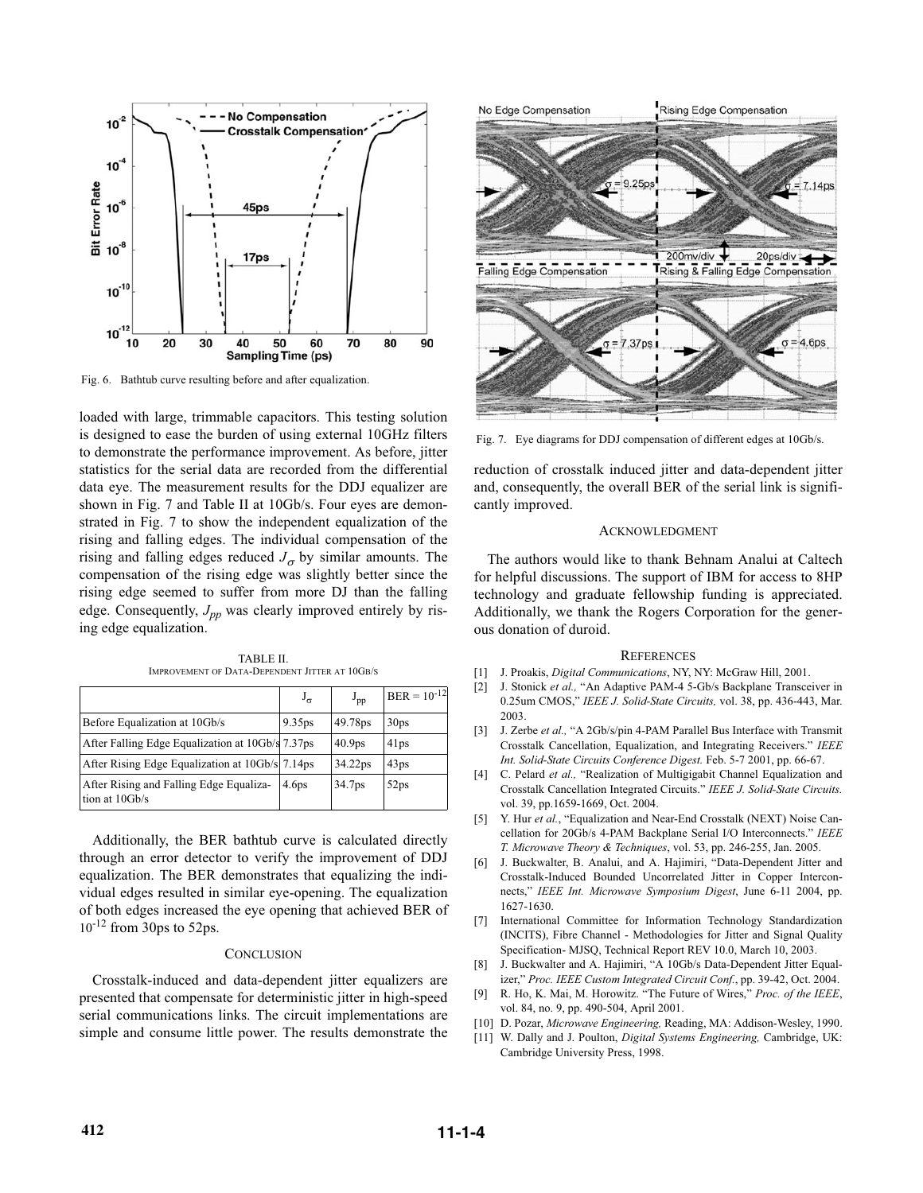No Compensation
Crosstalk Compensation
Bit Error Rate
$10^{-2}$
$10^{-4}$
$10^{-6}$
$10^{-8}$
$10^{-10}$
$10^{-12}$
45ps
17ps
10 20 30 40 50 60 70 80 90
Sampling Time (ps)

Fig. 6. Bathtub curve resulting before and after equalization.

loaded with large, trimmable capacitors. This testing solution is designed to ease the burden of using external 10GHz filters to demonstrate the performance improvement. As before, jitter statistics for the serial data are recorded from the differential data eye. The measurement results for the DDJ equalizer are shown in Fig. 7 and Table II at 10Gb/s. Four eyes are demonstrated in Fig. 7 to show the independent equalization of the rising and falling edges. The individual compensation of the rising and falling edges reduced $J_\sigma$ by similar amounts. The compensation of the rising edge was slightly better since the rising edge seemed to suffer from more DJ than the falling edge. Consequently, $J_{pp}$ was clearly improved entirely by rising edge equalization.

TABLE II.
IMPROVEMENT OF DATA-DEPENDENT JITTER AT 10GB/S

| | $J_\sigma$ | $J_{pp}$ | BER = $10^{-12}$ |
|---|---|---|---|
| Before Equalization at 10Gb/s | 9.35ps | 49.78ps | 30ps |
| After Falling Edge Equalization at 10Gb/s | 7.37ps | 40.9ps | 41ps |
| After Rising Edge Equalization at 10Gb/s | 7.14ps | 34.22ps | 43ps |
| After Rising and Falling Edge Equalization at 10Gb/s | 4.6ps | 34.7ps | 52ps |

Additionally, the BER bathtub curve is calculated directly through an error detector to verify the improvement of DDJ equalization. The BER demonstrates that equalizing the individual edges resulted in similar eye-opening. The equalization of both edges increased the eye opening that achieved BER of $10^{-12}$ from 30ps to 52ps.

## CONCLUSION

Crosstalk-induced and data-dependent jitter equalizers are presented that compensate for deterministic jitter in high-speed serial communications links. The circuit implementations are simple and consume little power. The results demonstrate the reduction of crosstalk induced jitter and data-dependent jitter and, consequently, the overall BER of the serial link is significantly improved.

No Edge Compensation
Rising Edge Compensation
σ = 9.25ps
σ = 7.14ps
200mv/div
20ps/div
Falling Edge Compensation
Rising & Falling Edge Compensation
σ = 7.37ps
σ = 4.6ps

Fig. 7. Eye diagrams for DDJ compensation of different edges at 10Gb/s.

## ACKNOWLEDGMENT

The authors would like to thank Behnam Analui at Caltech for helpful discussions. The support of IBM for access to 8HP technology and graduate fellowship funding is appreciated. Additionally, we thank the Rogers Corporation for the generous donation of duroid.

## REFERENCES

[1] J. Proakis, *Digital Communications*, NY, NY: McGraw Hill, 2001.

[2] J. Stonick *et al.,* "An Adaptive PAM-4 5-Gb/s Backplane Transceiver in 0.25um CMOS," *IEEE J. Solid-State Circuits,* vol. 38, pp. 436-443, Mar. 2003.

[3] J. Zerbe *et al.,* "A 2Gb/s/pin 4-PAM Parallel Bus Interface with Transmit Crosstalk Cancellation, Equalization, and Integrating Receivers." *IEEE Int. Solid-State Circuits Conference Digest.* Feb. 5-7 2001, pp. 66-67.

[4] C. Pelard *et al.,* "Realization of Multigigabit Channel Equalization and Crosstalk Cancellation Integrated Circuits." *IEEE J. Solid-State Circuits.* vol. 39, pp.1659-1669, Oct. 2004.

[5] Y. Hur *et al.*, "Equalization and Near-End Crosstalk (NEXT) Noise Cancellation for 20Gb/s 4-PAM Backplane Serial I/O Interconnects." *IEEE T. Microwave Theory & Techniques*, vol. 53, pp. 246-255, Jan. 2005.

[6] J. Buckwalter, B. Analui, and A. Hajimiri, "Data-Dependent Jitter and Crosstalk-Induced Bounded Uncorrelated Jitter in Copper Interconnects," *IEEE Int. Microwave Symposium Digest*, June 6-11 2004, pp. 1627-1630.

[7] International Committee for Information Technology Standardization (INCITS), Fibre Channel - Methodologies for Jitter and Signal Quality Specification- MJSQ, Technical Report REV 10.0, March 10, 2003.

[8] J. Buckwalter and A. Hajimiri, "A 10Gb/s Data-Dependent Jitter Equalizer," *Proc. IEEE Custom Integrated Circuit Conf.*, pp. 39-42, Oct. 2004.

[9] R. Ho, K. Mai, M. Horowitz. "The Future of Wires," *Proc. of the IEEE*, vol. 84, no. 9, pp. 490-504, April 2001.

[10] D. Pozar, *Microwave Engineering,* Reading, MA: Addison-Wesley, 1990.

[11] W. Dally and J. Poulton, *Digital Systems Engineering,* Cambridge, UK: Cambridge University Press, 1998.